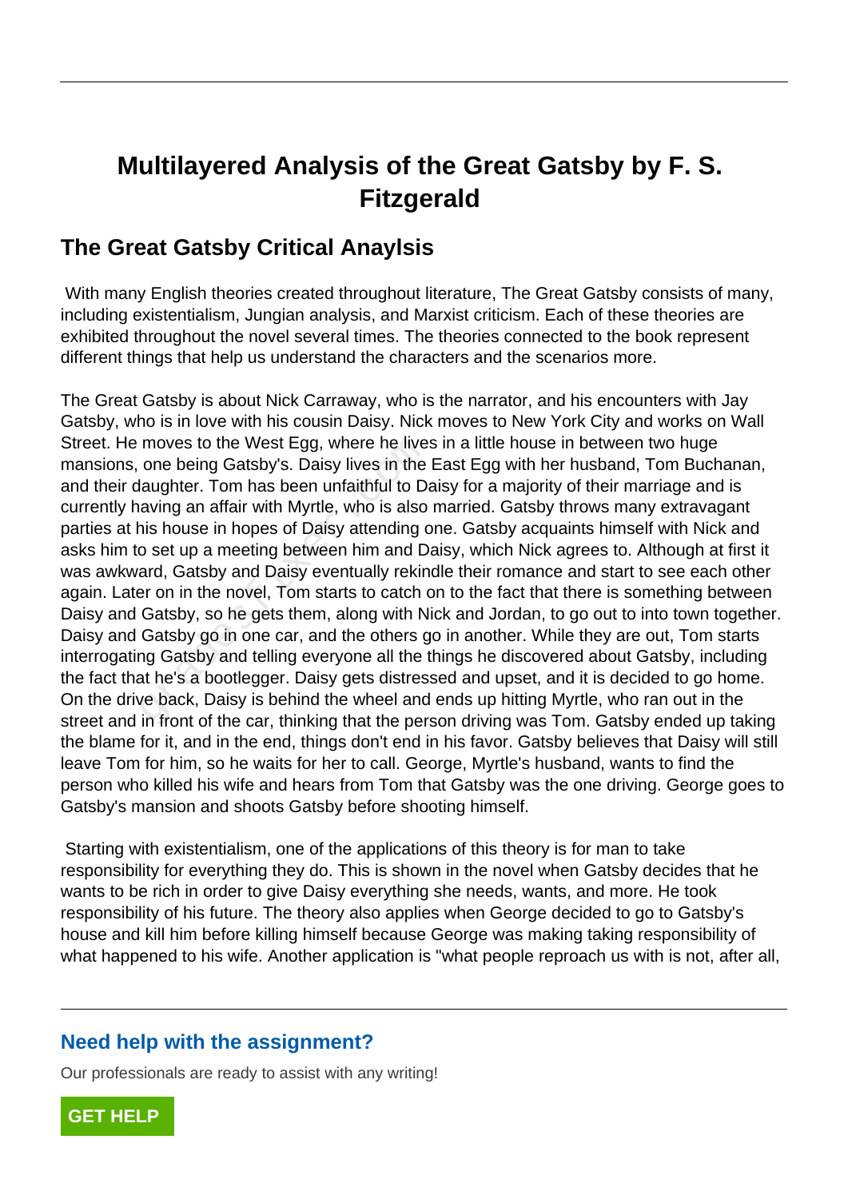# Multilayered Analysis of the Great Gatsby by F. S. Fitzgerald

## The Great Gatsby Critical Anaylsis

With many English theories created throughout literature, The Great Gatsby consists of many, including existentialism, Jungian analysis, and Marxist criticism. Each of these theories are exhibited throughout the novel several times. The theories connected to the book represent different things that help us understand the characters and the scenarios more.

The Great Gatsby is about Nick Carraway, who is the narrator, and his encounters with Jay Gatsby, who is in love with his cousin Daisy. Nick moves to New York City and works on Wall Street. He moves to the West Egg, where he lives in a little house in between two huge mansions, one being Gatsby's. Daisy lives in the East Egg with her husband, Tom Buchanan, and their daughter. Tom has been unfaithful to Daisy for a majority of their marriage and is currently having an affair with Myrtle, who is also married. Gatsby throws many extravagant parties at his house in hopes of Daisy attending one. Gatsby acquaints himself with Nick and asks him to set up a meeting between him and Daisy, which Nick agrees to. Although at first it was awkward, Gatsby and Daisy eventually rekindle their romance and start to see each other again. Later on in the novel, Tom starts to catch on to the fact that there is something between Daisy and Gatsby, so he gets them, along with Nick and Jordan, to go out to into town together. Daisy and Gatsby go in one car, and the others go in another. While they are out, Tom starts interrogating Gatsby and telling everyone all the things he discovered about Gatsby, including the fact that he's a bootlegger. Daisy gets distressed and upset, and it is decided to go home. On the drive back, Daisy is behind the wheel and ends up hitting Myrtle, who ran out in the street and in front of the car, thinking that the person driving was Tom. Gatsby ended up taking the blame for it, and in the end, things don't end in his favor. Gatsby believes that Daisy will still leave Tom for him, so he waits for her to call. George, Myrtle's husband, wants to find the person who killed his wife and hears from Tom that Gatsby was the one driving. George goes to Gatsby's mansion and shoots Gatsby before shooting himself.

Starting with existentialism, one of the applications of this theory is for man to take responsibility for everything they do. This is shown in the novel when Gatsby decides that he wants to be rich in order to give Daisy everything she needs, wants, and more. He took responsibility of his future. The theory also applies when George decided to go to Gatsby's house and kill him before killing himself because George was making taking responsibility of what happened to his wife. Another application is "what people reproach us with is not, after all,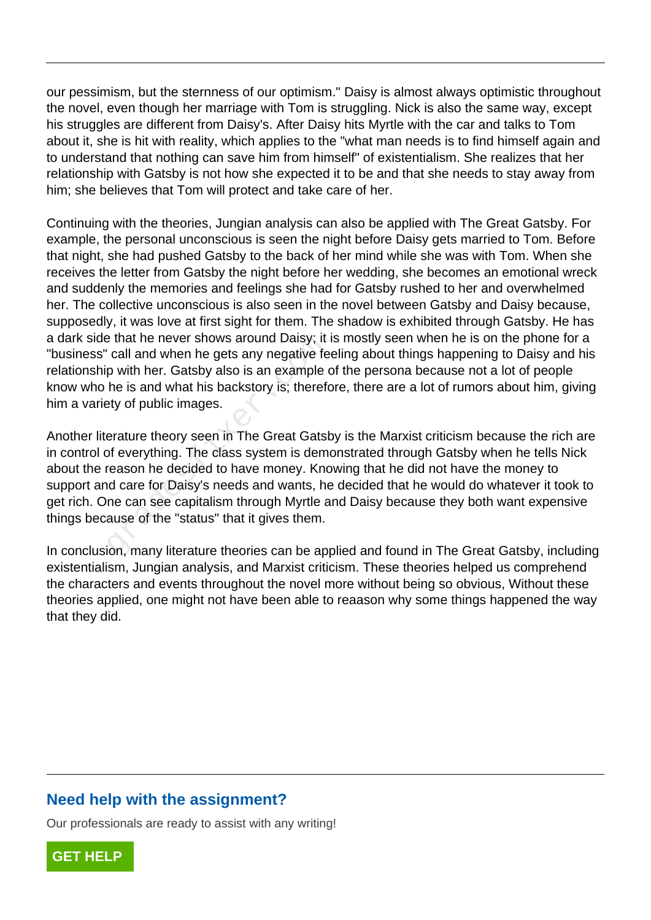our pessimism, but the sternness of our optimism." Daisy is almost always optimistic throughout the novel, even though her marriage with Tom is struggling. Nick is also the same way, except his struggles are different from Daisy's. After Daisy hits Myrtle with the car and talks to Tom about it, she is hit with reality, which applies to the "what man needs is to find himself again and to understand that nothing can save him from himself" of existentialism. She realizes that her relationship with Gatsby is not how she expected it to be and that she needs to stay away from him; she believes that Tom will protect and take care of her.

Continuing with the theories, Jungian analysis can also be applied with The Great Gatsby. For example, the personal unconscious is seen the night before Daisy gets married to Tom. Before that night, she had pushed Gatsby to the back of her mind while she was with Tom. When she receives the letter from Gatsby the night before her wedding, she becomes an emotional wreck and suddenly the memories and feelings she had for Gatsby rushed to her and overwhelmed her. The collective unconscious is also seen in the novel between Gatsby and Daisy because, supposedly, it was love at first sight for them. The shadow is exhibited through Gatsby. He has a dark side that he never shows around Daisy; it is mostly seen when he is on the phone for a "business" call and when he gets any negative feeling about things happening to Daisy and his relationship with her. Gatsby also is an example of the persona because not a lot of people know who he is and what his backstory is; therefore, there are a lot of rumors about him, giving him a variety of public images.

Another literature theory seen in The Great Gatsby is the Marxist criticism because the rich are in control of everything. The class system is demonstrated through Gatsby when he tells Nick about the reason he decided to have money. Knowing that he did not have the money to support and care for Daisy's needs and wants, he decided that he would do whatever it took to get rich. One can see capitalism through Myrtle and Daisy because they both want expensive things because of the "status" that it gives them.

In conclusion, many literature theories can be applied and found in The Great Gatsby, including existentialism, Jungian analysis, and Marxist criticism. These theories helped us comprehend the characters and events throughout the novel more without being so obvious, Without these theories applied, one might not have been able to reaason why some things happened the way that they did.

## Need help with the assignment?

Our professionals are ready to assist with any writing!

**GET HELP**